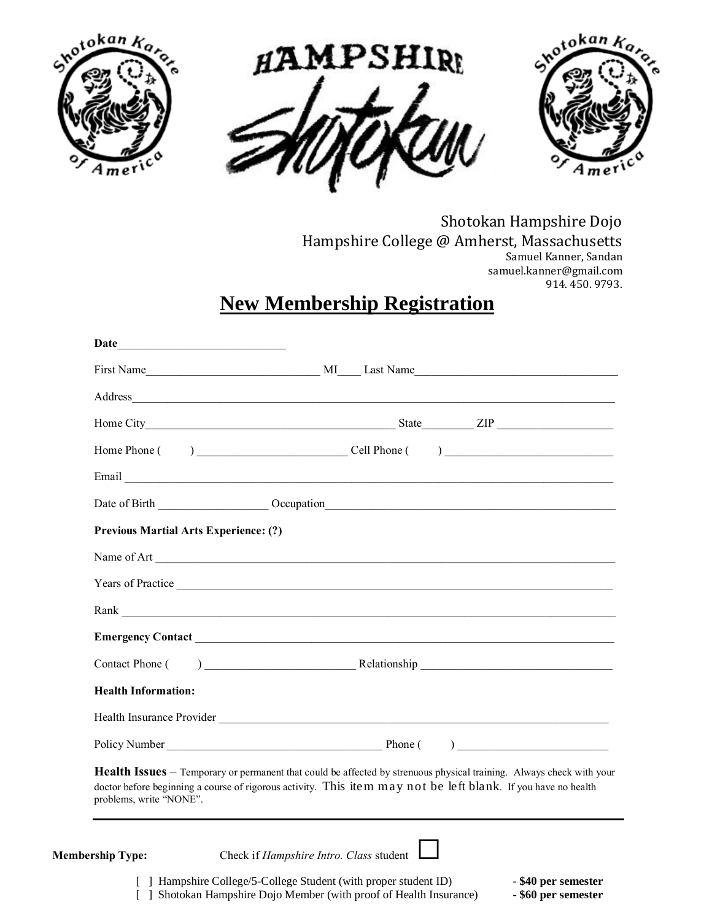HAMPSHIRE Shotokan

Shotokan Hampshire Dojo
Hampshire College @ Amherst, Massachusetts
Samuel Kanner, Sandan
samuel.kanner@gmail.com
914. 450. 9793.

# New Membership Registration

**Date**____________________________

First Name_____________________________ MI____ Last Name___________________________________

Address___________________________________________________________________________________

Home City___________________________________________ State_________ ZIP ___________________

Home Phone (       ) _________________________ Cell Phone (       ) ____________________________

Email ____________________________________________________________________________________

Date of Birth __________________ Occupation_________________________________________________

**Previous Martial Arts Experience: (?)**

Name of Art _______________________________________________________________________________

Years of Practice ___________________________________________________________________________

Rank ____________________________________________________________________________________

**Emergency Contact** _______________________________________________________________________

Contact Phone (       ) _________________________ Relationship ________________________________

**Health Information:**

Health Insurance Provider ___________________________________________________________________

Policy Number ____________________________________ Phone (       ) _________________________

**Health Issues** – Temporary or permanent that could be affected by strenuous physical training. Always check with your doctor before beginning a course of rigorous activity. This item may not be left blank. If you have no health problems, write "NONE".

---

**Membership Type:** Check if *Hampshire Intro. Class* student ☐

[ ] Hampshire College/5-College Student (with proper student ID) **- $40 per semester**
[ ] Shotokan Hampshire Dojo Member (with proof of Health Insurance) **- $60 per semester**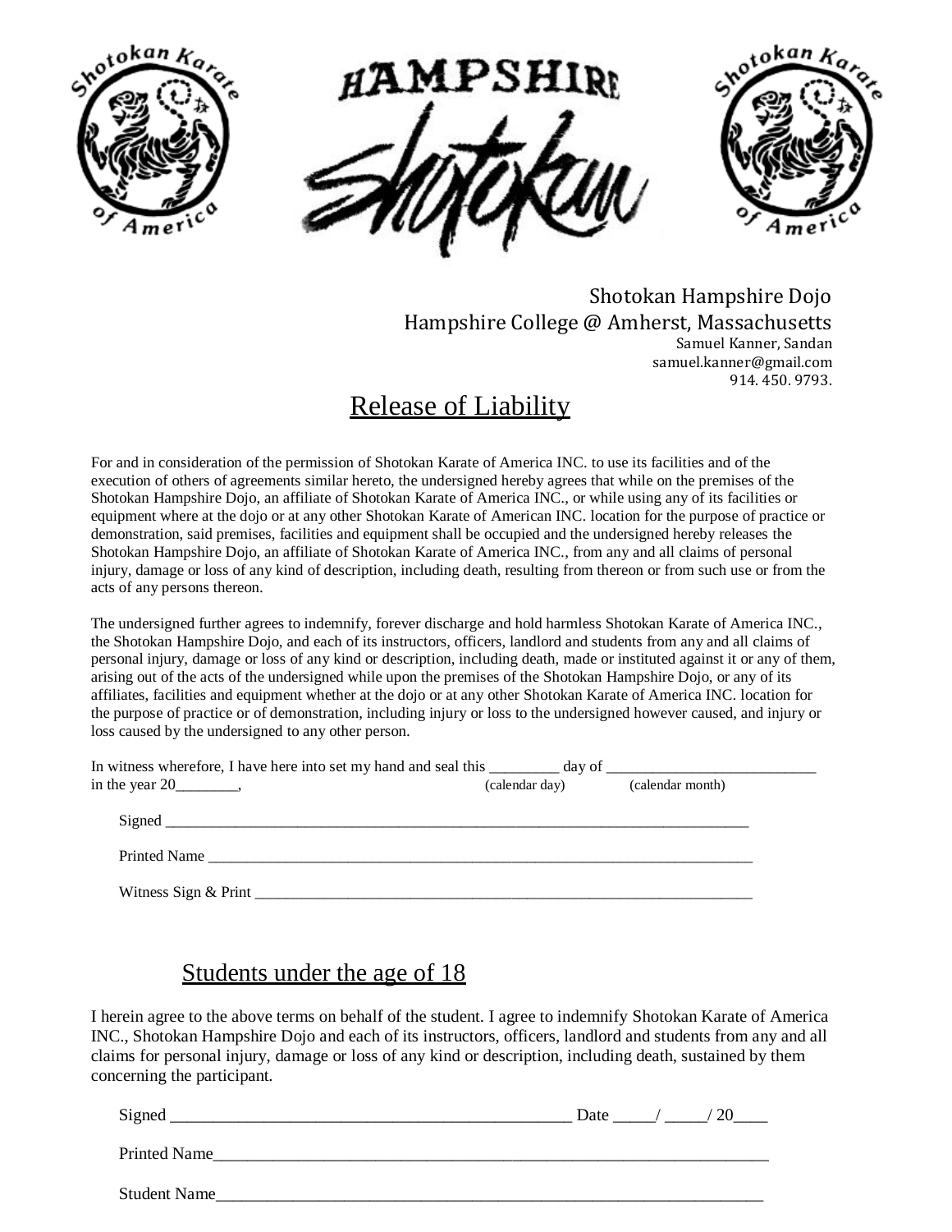HAMPSHIRE

Shotokan

Shotokan Hampshire Dojo
Hampshire College @ Amherst, Massachusetts
Samuel Kanner, Sandan
samuel.kanner@gmail.com
914. 450. 9793.

# Release of Liability

For and in consideration of the permission of Shotokan Karate of America INC. to use its facilities and of the execution of others of agreements similar hereto, the undersigned hereby agrees that while on the premises of the Shotokan Hampshire Dojo, an affiliate of Shotokan Karate of America INC., or while using any of its facilities or equipment where at the dojo or at any other Shotokan Karate of American INC. location for the purpose of practice or demonstration, said premises, facilities and equipment shall be occupied and the undersigned hereby releases the Shotokan Hampshire Dojo, an affiliate of Shotokan Karate of America INC., from any and all claims of personal injury, damage or loss of any kind of description, including death, resulting from thereon or from such use or from the acts of any persons thereon.

The undersigned further agrees to indemnify, forever discharge and hold harmless Shotokan Karate of America INC., the Shotokan Hampshire Dojo, and each of its instructors, officers, landlord and students from any and all claims of personal injury, damage or loss of any kind or description, including death, made or instituted against it or any of them, arising out of the acts of the undersigned while upon the premises of the Shotokan Hampshire Dojo, or any of its affiliates, facilities and equipment whether at the dojo or at any other Shotokan Karate of America INC. location for the purpose of practice or of demonstration, including injury or loss to the undersigned however caused, and injury or loss caused by the undersigned to any other person.

In witness wherefore, I have here into set my hand and seal this _________ day of ___________________________
in the year 20________, (calendar day) (calendar month)

Signed ________________________________________________________________________________

Printed Name ___________________________________________________________________________

Witness Sign & Print ______________________________________________________________________

## Students under the age of 18

I herein agree to the above terms on behalf of the student. I agree to indemnify Shotokan Karate of America INC., Shotokan Hampshire Dojo and each of its instructors, officers, landlord and students from any and all claims for personal injury, damage or loss of any kind or description, including death, sustained by them concerning the participant.

Signed _________________________________________________ Date _____/ _____/ 20____

Printed Name____________________________________________________________________

Student Name___________________________________________________________________